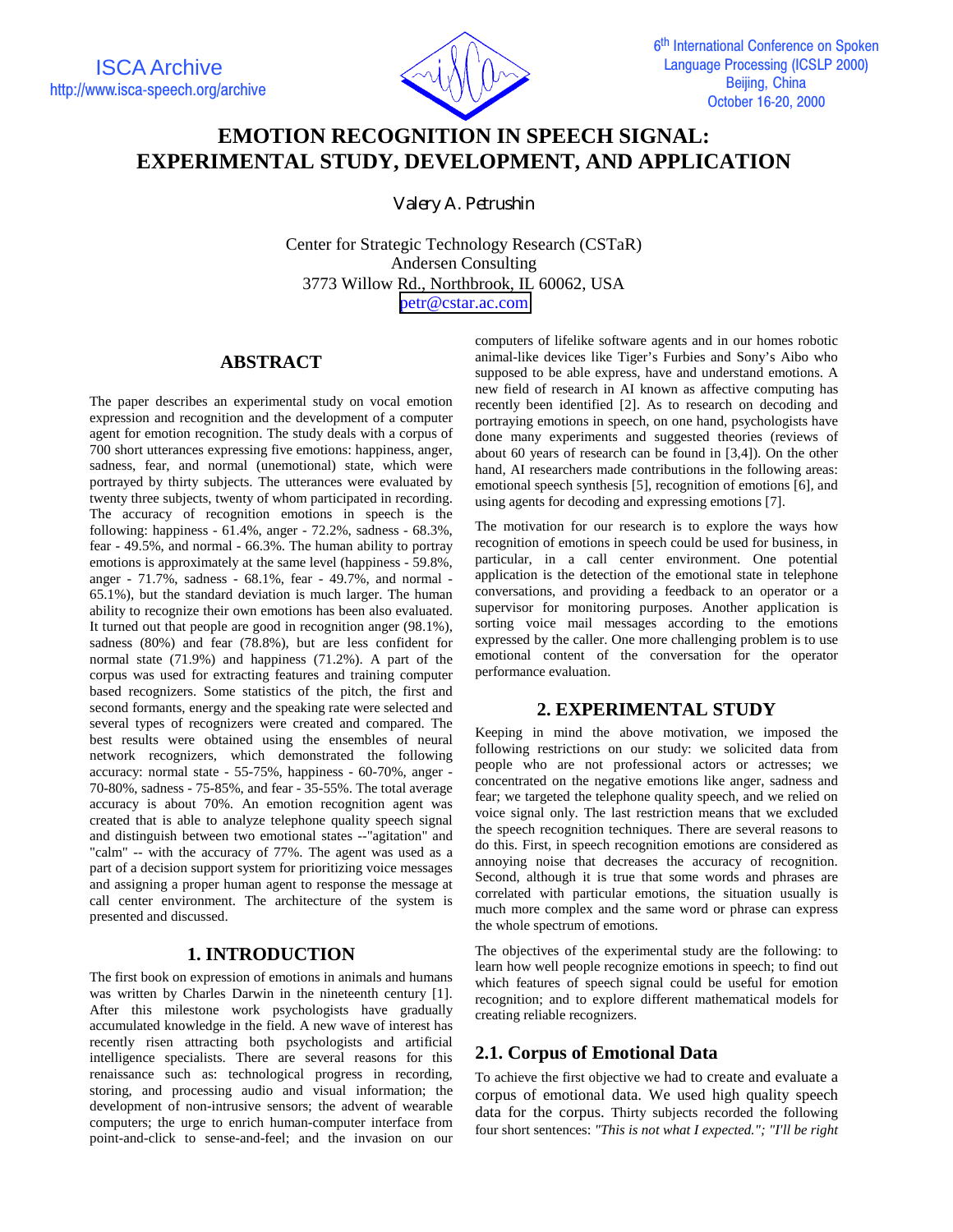# EMOTION RECOGNITION IN SPEECH SIGNAL: EXPERIMENTAL STUDY, DEVELOPMENT, AND APPLICATION

*Valery A. Petrushin*

Center for Strategic Technology Research (CSTaR)
Andersen Consulting
3773 Willow Rd., Northbrook, IL 60062, USA
petr@cstar.ac.com

## ABSTRACT

The paper describes an experimental study on vocal emotion expression and recognition and the development of a computer agent for emotion recognition. The study deals with a corpus of 700 short utterances expressing five emotions: happiness, anger, sadness, fear, and normal (unemotional) state, which were portrayed by thirty subjects. The utterances were evaluated by twenty three subjects, twenty of whom participated in recording. The accuracy of recognition emotions in speech is the following: happiness - 61.4%, anger - 72.2%, sadness - 68.3%, fear - 49.5%, and normal - 66.3%. The human ability to portray emotions is approximately at the same level (happiness - 59.8%, anger - 71.7%, sadness - 68.1%, fear - 49.7%, and normal - 65.1%), but the standard deviation is much larger. The human ability to recognize their own emotions has been also evaluated. It turned out that people are good in recognition anger (98.1%), sadness (80%) and fear (78.8%), but are less confident for normal state (71.9%) and happiness (71.2%). A part of the corpus was used for extracting features and training computer based recognizers. Some statistics of the pitch, the first and second formants, energy and the speaking rate were selected and several types of recognizers were created and compared. The best results were obtained using the ensembles of neural network recognizers, which demonstrated the following accuracy: normal state - 55-75%, happiness - 60-70%, anger - 70-80%, sadness - 75-85%, and fear - 35-55%. The total average accuracy is about 70%. An emotion recognition agent was created that is able to analyze telephone quality speech signal and distinguish between two emotional states --"agitation" and "calm" -- with the accuracy of 77%. The agent was used as a part of a decision support system for prioritizing voice messages and assigning a proper human agent to response the message at call center environment. The architecture of the system is presented and discussed.

## 1. INTRODUCTION

The first book on expression of emotions in animals and humans was written by Charles Darwin in the nineteenth century [1]. After this milestone work psychologists have gradually accumulated knowledge in the field. A new wave of interest has recently risen attracting both psychologists and artificial intelligence specialists. There are several reasons for this renaissance such as: technological progress in recording, storing, and processing audio and visual information; the development of non-intrusive sensors; the advent of wearable computers; the urge to enrich human-computer interface from point-and-click to sense-and-feel; and the invasion on our computers of lifelike software agents and in our homes robotic animal-like devices like Tiger's Furbies and Sony's Aibo who supposed to be able express, have and understand emotions. A new field of research in AI known as affective computing has recently been identified [2]. As to research on decoding and portraying emotions in speech, on one hand, psychologists have done many experiments and suggested theories (reviews of about 60 years of research can be found in [3,4]). On the other hand, AI researchers made contributions in the following areas: emotional speech synthesis [5], recognition of emotions [6], and using agents for decoding and expressing emotions [7].

The motivation for our research is to explore the ways how recognition of emotions in speech could be used for business, in particular, in a call center environment. One potential application is the detection of the emotional state in telephone conversations, and providing a feedback to an operator or a supervisor for monitoring purposes. Another application is sorting voice mail messages according to the emotions expressed by the caller. One more challenging problem is to use emotional content of the conversation for the operator performance evaluation.

## 2. EXPERIMENTAL STUDY

Keeping in mind the above motivation, we imposed the following restrictions on our study: we solicited data from people who are not professional actors or actresses; we concentrated on the negative emotions like anger, sadness and fear; we targeted the telephone quality speech, and we relied on voice signal only. The last restriction means that we excluded the speech recognition techniques. There are several reasons to do this. First, in speech recognition emotions are considered as annoying noise that decreases the accuracy of recognition. Second, although it is true that some words and phrases are correlated with particular emotions, the situation usually is much more complex and the same word or phrase can express the whole spectrum of emotions.

The objectives of the experimental study are the following: to learn how well people recognize emotions in speech; to find out which features of speech signal could be useful for emotion recognition; and to explore different mathematical models for creating reliable recognizers.

### 2.1. Corpus of Emotional Data

To achieve the first objective we had to create and evaluate a corpus of emotional data. We used high quality speech data for the corpus. Thirty subjects recorded the following four short sentences: *"This is not what I expected."; "I'll be right*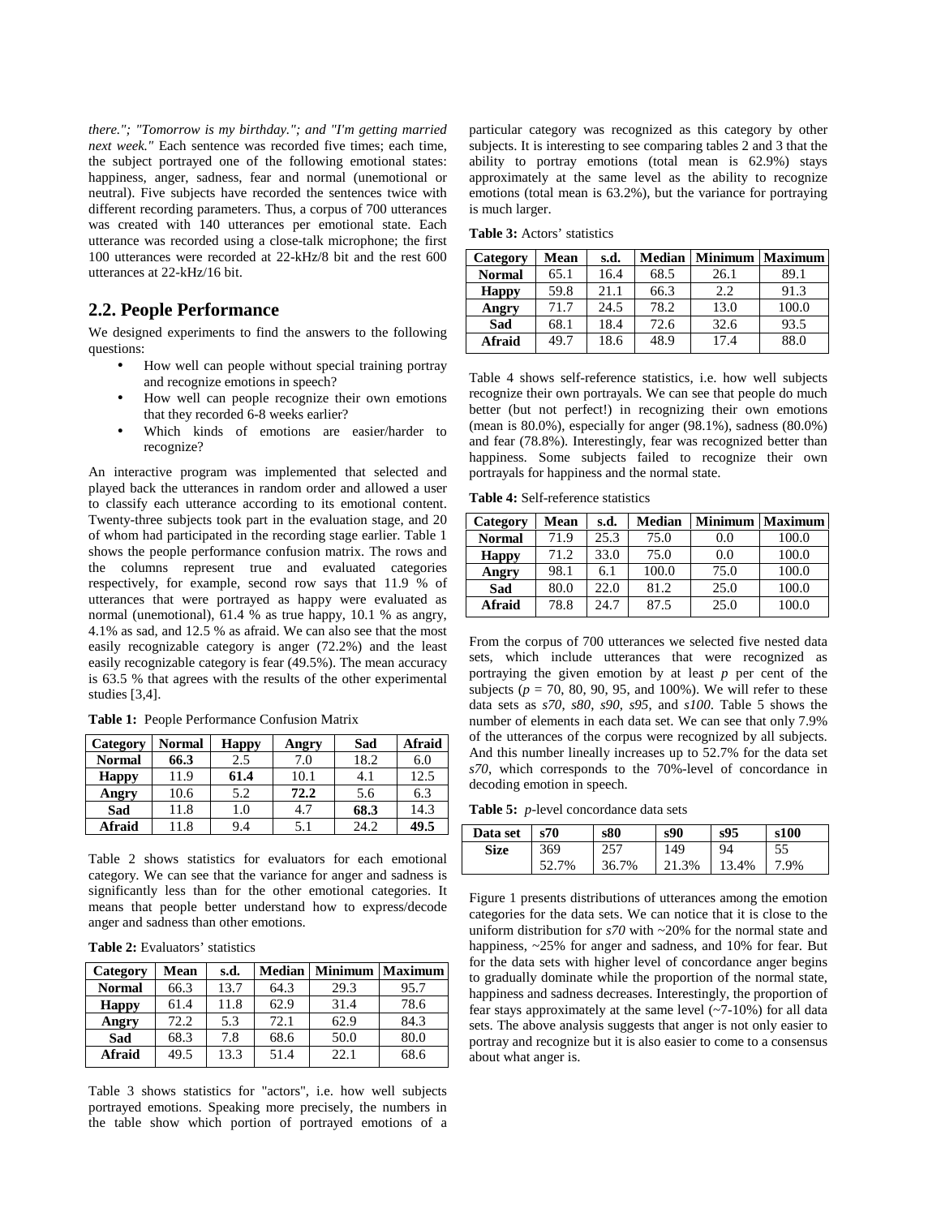*there."; "Tomorrow is my birthday."; and "I'm getting married next week."* Each sentence was recorded five times; each time, the subject portrayed one of the following emotional states: happiness, anger, sadness, fear and normal (unemotional or neutral). Five subjects have recorded the sentences twice with different recording parameters. Thus, a corpus of 700 utterances was created with 140 utterances per emotional state. Each utterance was recorded using a close-talk microphone; the first 100 utterances were recorded at 22-kHz/8 bit and the rest 600 utterances at 22-kHz/16 bit.

## 2.2. People Performance

We designed experiments to find the answers to the following questions:

- How well can people without special training portray and recognize emotions in speech?
- How well can people recognize their own emotions that they recorded 6-8 weeks earlier?
- Which kinds of emotions are easier/harder to recognize?

An interactive program was implemented that selected and played back the utterances in random order and allowed a user to classify each utterance according to its emotional content. Twenty-three subjects took part in the evaluation stage, and 20 of whom had participated in the recording stage earlier. Table 1 shows the people performance confusion matrix. The rows and the columns represent true and evaluated categories respectively, for example, second row says that 11.9 % of utterances that were portrayed as happy were evaluated as normal (unemotional), 61.4 % as true happy, 10.1 % as angry, 4.1% as sad, and 12.5 % as afraid. We can also see that the most easily recognizable category is anger (72.2%) and the least easily recognizable category is fear (49.5%). The mean accuracy is 63.5 % that agrees with the results of the other experimental studies [3,4].

**Table 1:** People Performance Confusion Matrix

| Category | Normal | Happy | Angry | Sad | Afraid |
|---|---|---|---|---|---|
| **Normal** | **66.3** | 2.5 | 7.0 | 18.2 | 6.0 |
| **Happy** | 11.9 | **61.4** | 10.1 | 4.1 | 12.5 |
| **Angry** | 10.6 | 5.2 | **72.2** | 5.6 | 6.3 |
| **Sad** | 11.8 | 1.0 | 4.7 | **68.3** | 14.3 |
| **Afraid** | 11.8 | 9.4 | 5.1 | 24.2 | **49.5** |

Table 2 shows statistics for evaluators for each emotional category. We can see that the variance for anger and sadness is significantly less than for the other emotional categories. It means that people better understand how to express/decode anger and sadness than other emotions.

**Table 2:** Evaluators' statistics

| Category | Mean | s.d. | Median | Minimum | Maximum |
|---|---|---|---|---|---|
| **Normal** | 66.3 | 13.7 | 64.3 | 29.3 | 95.7 |
| **Happy** | 61.4 | 11.8 | 62.9 | 31.4 | 78.6 |
| **Angry** | 72.2 | 5.3 | 72.1 | 62.9 | 84.3 |
| **Sad** | 68.3 | 7.8 | 68.6 | 50.0 | 80.0 |
| **Afraid** | 49.5 | 13.3 | 51.4 | 22.1 | 68.6 |

Table 3 shows statistics for "actors", i.e. how well subjects portrayed emotions. Speaking more precisely, the numbers in the table show which portion of portrayed emotions of a particular category was recognized as this category by other subjects. It is interesting to see comparing tables 2 and 3 that the ability to portray emotions (total mean is 62.9%) stays approximately at the same level as the ability to recognize emotions (total mean is 63.2%), but the variance for portraying is much larger.

**Table 3:** Actors' statistics

| Category | Mean | s.d. | Median | Minimum | Maximum |
|---|---|---|---|---|---|
| **Normal** | 65.1 | 16.4 | 68.5 | 26.1 | 89.1 |
| **Happy** | 59.8 | 21.1 | 66.3 | 2.2 | 91.3 |
| **Angry** | 71.7 | 24.5 | 78.2 | 13.0 | 100.0 |
| **Sad** | 68.1 | 18.4 | 72.6 | 32.6 | 93.5 |
| **Afraid** | 49.7 | 18.6 | 48.9 | 17.4 | 88.0 |

Table 4 shows self-reference statistics, i.e. how well subjects recognize their own portrayals. We can see that people do much better (but not perfect!) in recognizing their own emotions (mean is 80.0%), especially for anger (98.1%), sadness (80.0%) and fear (78.8%). Interestingly, fear was recognized better than happiness. Some subjects failed to recognize their own portrayals for happiness and the normal state.

**Table 4:** Self-reference statistics

| Category | Mean | s.d. | Median | Minimum | Maximum |
|---|---|---|---|---|---|
| **Normal** | 71.9 | 25.3 | 75.0 | 0.0 | 100.0 |
| **Happy** | 71.2 | 33.0 | 75.0 | 0.0 | 100.0 |
| **Angry** | 98.1 | 6.1 | 100.0 | 75.0 | 100.0 |
| **Sad** | 80.0 | 22.0 | 81.2 | 25.0 | 100.0 |
| **Afraid** | 78.8 | 24.7 | 87.5 | 25.0 | 100.0 |

From the corpus of 700 utterances we selected five nested data sets, which include utterances that were recognized as portraying the given emotion by at least *p* per cent of the subjects (*p* = 70, 80, 90, 95, and 100%). We will refer to these data sets as *s70*, *s80*, *s90*, *s95*, and *s100*. Table 5 shows the number of elements in each data set. We can see that only 7.9% of the utterances of the corpus were recognized by all subjects. And this number lineally increases up to 52.7% for the data set *s70*, which corresponds to the 70%-level of concordance in decoding emotion in speech.

**Table 5:** *p*-level concordance data sets

| Data set | s70 | s80 | s90 | s95 | s100 |
|---|---|---|---|---|---|
| **Size** | 369<br>52.7% | 257<br>36.7% | 149<br>21.3% | 94<br>13.4% | 55<br>7.9% |

Figure 1 presents distributions of utterances among the emotion categories for the data sets. We can notice that it is close to the uniform distribution for *s70* with ~20% for the normal state and happiness, ~25% for anger and sadness, and 10% for fear. But for the data sets with higher level of concordance anger begins to gradually dominate while the proportion of the normal state, happiness and sadness decreases. Interestingly, the proportion of fear stays approximately at the same level (~7-10%) for all data sets. The above analysis suggests that anger is not only easier to portray and recognize but it is also easier to come to a consensus about what anger is.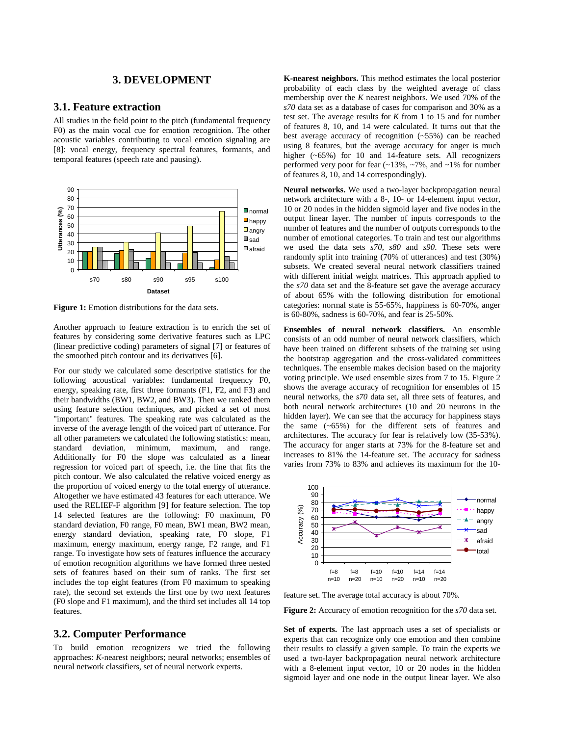## 3. DEVELOPMENT

### 3.1. Feature extraction

All studies in the field point to the pitch (fundamental frequency F0) as the main vocal cue for emotion recognition. The other acoustic variables contributing to vocal emotion signaling are [8]: vocal energy, frequency spectral features, formants, and temporal features (speech rate and pausing).

**Figure 1:** Emotion distributions for the data sets.

Another approach to feature extraction is to enrich the set of features by considering some derivative features such as LPC (linear predictive coding) parameters of signal [7] or features of the smoothed pitch contour and its derivatives [6].

For our study we calculated some descriptive statistics for the following acoustical variables: fundamental frequency F0, energy, speaking rate, first three formants (F1, F2, and F3) and their bandwidths (BW1, BW2, and BW3). Then we ranked them using feature selection techniques, and picked a set of most "important" features. The speaking rate was calculated as the inverse of the average length of the voiced part of utterance. For all other parameters we calculated the following statistics: mean, standard deviation, minimum, maximum, and range. Additionally for F0 the slope was calculated as a linear regression for voiced part of speech, i.e. the line that fits the pitch contour. We also calculated the relative voiced energy as the proportion of voiced energy to the total energy of utterance. Altogether we have estimated 43 features for each utterance. We used the RELIEF-F algorithm [9] for feature selection. The top 14 selected features are the following: F0 maximum, F0 standard deviation, F0 range, F0 mean, BW1 mean, BW2 mean, energy standard deviation, speaking rate, F0 slope, F1 maximum, energy maximum, energy range, F2 range, and F1 range. To investigate how sets of features influence the accuracy of emotion recognition algorithms we have formed three nested sets of features based on their sum of ranks. The first set includes the top eight features (from F0 maximum to speaking rate), the second set extends the first one by two next features (F0 slope and F1 maximum), and the third set includes all 14 top features.

### 3.2. Computer Performance

To build emotion recognizers we tried the following approaches: *K*-nearest neighbors; neural networks; ensembles of neural network classifiers, set of neural network experts.

**K-nearest neighbors.** This method estimates the local posterior probability of each class by the weighted average of class membership over the *K* nearest neighbors. We used 70% of the *s70* data set as a database of cases for comparison and 30% as a test set. The average results for *K* from 1 to 15 and for number of features 8, 10, and 14 were calculated. It turns out that the best average accuracy of recognition (~55%) can be reached using 8 features, but the average accuracy for anger is much higher (~65%) for 10 and 14-feature sets. All recognizers performed very poor for fear (~13%, ~7%, and ~1% for number of features 8, 10, and 14 correspondingly).

**Neural networks.** We used a two-layer backpropagation neural network architecture with a 8-, 10- or 14-element input vector, 10 or 20 nodes in the hidden sigmoid layer and five nodes in the output linear layer. The number of inputs corresponds to the number of features and the number of outputs corresponds to the number of emotional categories. To train and test our algorithms we used the data sets *s70*, *s80* and *s90*. These sets were randomly split into training (70% of utterances) and test (30%) subsets. We created several neural network classifiers trained with different initial weight matrices. This approach applied to the *s70* data set and the 8-feature set gave the average accuracy of about 65% with the following distribution for emotional categories: normal state is 55-65%, happiness is 60-70%, anger is 60-80%, sadness is 60-70%, and fear is 25-50%.

**Ensembles of neural network classifiers.** An ensemble consists of an odd number of neural network classifiers, which have been trained on different subsets of the training set using the bootstrap aggregation and the cross-validated committees techniques. The ensemble makes decision based on the majority voting principle. We used ensemble sizes from 7 to 15. Figure 2 shows the average accuracy of recognition for ensembles of 15 neural networks, the *s70* data set, all three sets of features, and both neural network architectures (10 and 20 neurons in the hidden layer). We can see that the accuracy for happiness stays the same (~65%) for the different sets of features and architectures. The accuracy for fear is relatively low (35-53%). The accuracy for anger starts at 73% for the 8-feature set and increases to 81% the 14-feature set. The accuracy for sadness varies from 73% to 83% and achieves its maximum for the 10-feature set. The average total accuracy is about 70%.

**Figure 2:** Accuracy of emotion recognition for the *s70* data set.

**Set of experts.** The last approach uses a set of specialists or experts that can recognize only one emotion and then combine their results to classify a given sample. To train the experts we used a two-layer backpropagation neural network architecture with a 8-element input vector, 10 or 20 nodes in the hidden sigmoid layer and one node in the output linear layer. We also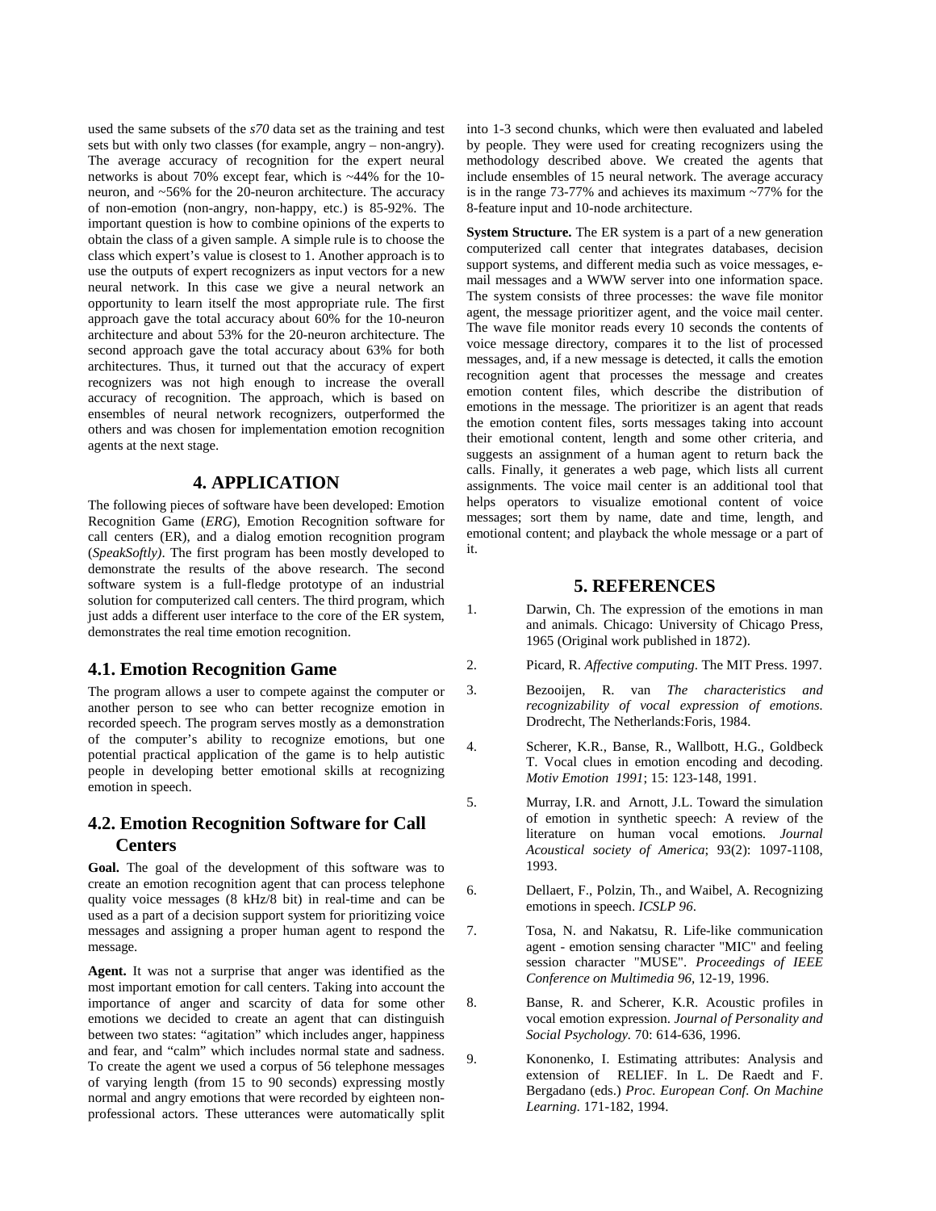used the same subsets of the *s70* data set as the training and test sets but with only two classes (for example, angry – non-angry). The average accuracy of recognition for the expert neural networks is about 70% except fear, which is ~44% for the 10-neuron, and ~56% for the 20-neuron architecture. The accuracy of non-emotion (non-angry, non-happy, etc.) is 85-92%. The important question is how to combine opinions of the experts to obtain the class of a given sample. A simple rule is to choose the class which expert's value is closest to 1. Another approach is to use the outputs of expert recognizers as input vectors for a new neural network. In this case we give a neural network an opportunity to learn itself the most appropriate rule. The first approach gave the total accuracy about 60% for the 10-neuron architecture and about 53% for the 20-neuron architecture. The second approach gave the total accuracy about 63% for both architectures. Thus, it turned out that the accuracy of expert recognizers was not high enough to increase the overall accuracy of recognition. The approach, which is based on ensembles of neural network recognizers, outperformed the others and was chosen for implementation emotion recognition agents at the next stage.

# 4. APPLICATION

The following pieces of software have been developed: Emotion Recognition Game (*ERG*), Emotion Recognition software for call centers (ER), and a dialog emotion recognition program (*SpeakSoftly)*. The first program has been mostly developed to demonstrate the results of the above research. The second software system is a full-fledge prototype of an industrial solution for computerized call centers. The third program, which just adds a different user interface to the core of the ER system, demonstrates the real time emotion recognition.

## 4.1. Emotion Recognition Game

The program allows a user to compete against the computer or another person to see who can better recognize emotion in recorded speech. The program serves mostly as a demonstration of the computer's ability to recognize emotions, but one potential practical application of the game is to help autistic people in developing better emotional skills at recognizing emotion in speech.

## 4.2. Emotion Recognition Software for Call Centers

**Goal.** The goal of the development of this software was to create an emotion recognition agent that can process telephone quality voice messages (8 kHz/8 bit) in real-time and can be used as a part of a decision support system for prioritizing voice messages and assigning a proper human agent to respond the message.

**Agent.** It was not a surprise that anger was identified as the most important emotion for call centers. Taking into account the importance of anger and scarcity of data for some other emotions we decided to create an agent that can distinguish between two states: "agitation" which includes anger, happiness and fear, and "calm" which includes normal state and sadness. To create the agent we used a corpus of 56 telephone messages of varying length (from 15 to 90 seconds) expressing mostly normal and angry emotions that were recorded by eighteen non-professional actors. These utterances were automatically split into 1-3 second chunks, which were then evaluated and labeled by people. They were used for creating recognizers using the methodology described above. We created the agents that include ensembles of 15 neural network. The average accuracy is in the range 73-77% and achieves its maximum ~77% for the 8-feature input and 10-node architecture.

**System Structure.** The ER system is a part of a new generation computerized call center that integrates databases, decision support systems, and different media such as voice messages, e-mail messages and a WWW server into one information space. The system consists of three processes: the wave file monitor agent, the message prioritizer agent, and the voice mail center. The wave file monitor reads every 10 seconds the contents of voice message directory, compares it to the list of processed messages, and, if a new message is detected, it calls the emotion recognition agent that processes the message and creates emotion content files, which describe the distribution of emotions in the message. The prioritizer is an agent that reads the emotion content files, sorts messages taking into account their emotional content, length and some other criteria, and suggests an assignment of a human agent to return back the calls. Finally, it generates a web page, which lists all current assignments. The voice mail center is an additional tool that helps operators to visualize emotional content of voice messages; sort them by name, date and time, length, and emotional content; and playback the whole message or a part of it.

# 5. REFERENCES

1. Darwin, Ch. The expression of the emotions in man and animals. Chicago: University of Chicago Press, 1965 (Original work published in 1872).
2. Picard, R. *Affective computing*. The MIT Press. 1997.
3. Bezooijen, R. van *The characteristics and recognizability of vocal expression of emotions.* Drodrecht, The Netherlands:Foris, 1984.
4. Scherer, K.R., Banse, R., Wallbott, H.G., Goldbeck T. Vocal clues in emotion encoding and decoding. *Motiv Emotion 1991*; 15: 123-148, 1991.
5. Murray, I.R. and Arnott, J.L. Toward the simulation of emotion in synthetic speech: A review of the literature on human vocal emotions. *Journal Acoustical society of America*; 93(2): 1097-1108, 1993.
6. Dellaert, F., Polzin, Th., and Waibel, A. Recognizing emotions in speech. *ICSLP 96*.
7. Tosa, N. and Nakatsu, R. Life-like communication agent - emotion sensing character "MIC" and feeling session character "MUSE". *Proceedings of IEEE Conference on Multimedia 96*, 12-19, 1996.
8. Banse, R. and Scherer, K.R. Acoustic profiles in vocal emotion expression. *Journal of Personality and Social Psychology.* 70: 614-636, 1996.
9. Kononenko, I. Estimating attributes: Analysis and extension of RELIEF. In L. De Raedt and F. Bergadano (eds.) *Proc. European Conf. On Machine Learning*. 171-182, 1994.